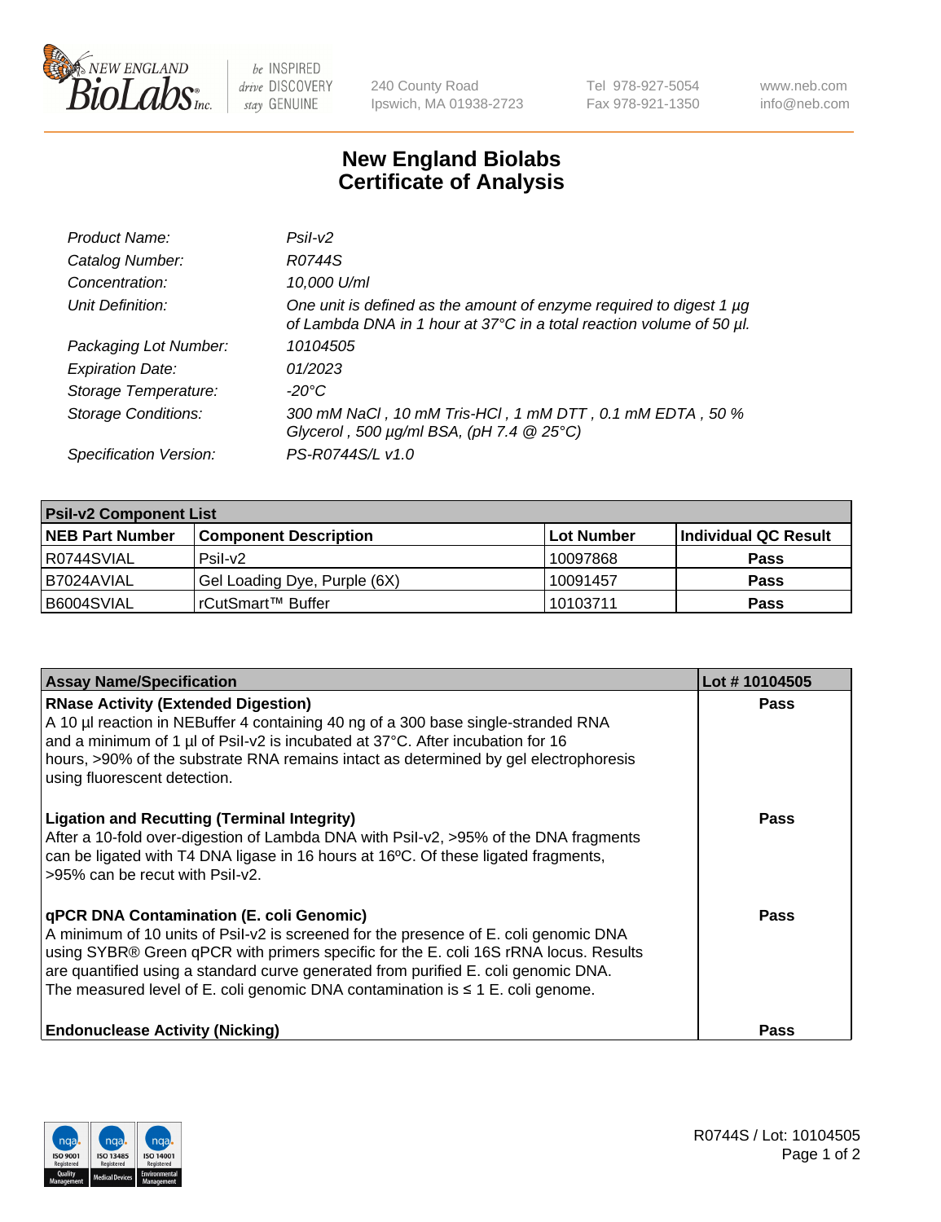# New England Biolabs Certificate of Analysis

| | |
|---|---|
| *Product Name:* | *PsiI-v2* |
| *Catalog Number:* | *R0744S* |
| *Concentration:* | *10,000 U/ml* |
| *Unit Definition:* | *One unit is defined as the amount of enzyme required to digest 1 µg of Lambda DNA in 1 hour at 37°C in a total reaction volume of 50 µl.* |
| *Packaging Lot Number:* | *10104505* |
| *Expiration Date:* | *01/2023* |
| *Storage Temperature:* | *-20°C* |
| *Storage Conditions:* | *300 mM NaCl , 10 mM Tris-HCl , 1 mM DTT , 0.1 mM EDTA , 50 % Glycerol , 500 µg/ml BSA, (pH 7.4 @ 25°C)* |
| *Specification Version:* | *PS-R0744S/L v1.0* |

| **PsiI-v2 Component List** | | | |
|---|---|---|---|
| **NEB Part Number** | **Component Description** | **Lot Number** | **Individual QC Result** |
| R0744SVIAL | PsiI-v2 | 10097868 | **Pass** |
| B7024AVIAL | Gel Loading Dye, Purple (6X) | 10091457 | **Pass** |
| B6004SVIAL | rCutSmart™ Buffer | 10103711 | **Pass** |

| **Assay Name/Specification** | **Lot # 10104505** |
|---|---|
| **RNase Activity (Extended Digestion)** A 10 µl reaction in NEBuffer 4 containing 40 ng of a 300 base single-stranded RNA and a minimum of 1 µl of PsiI-v2 is incubated at 37°C. After incubation for 16 hours, >90% of the substrate RNA remains intact as determined by gel electrophoresis using fluorescent detection. | **Pass** |
| **Ligation and Recutting (Terminal Integrity)** After a 10-fold over-digestion of Lambda DNA with PsiI-v2, >95% of the DNA fragments can be ligated with T4 DNA ligase in 16 hours at 16ºC. Of these ligated fragments, >95% can be recut with PsiI-v2. | **Pass** |
| **qPCR DNA Contamination (E. coli Genomic)** A minimum of 10 units of PsiI-v2 is screened for the presence of E. coli genomic DNA using SYBR® Green qPCR with primers specific for the E. coli 16S rRNA locus. Results are quantified using a standard curve generated from purified E. coli genomic DNA. The measured level of E. coli genomic DNA contamination is ≤ 1 E. coli genome. | **Pass** |
| **Endonuclease Activity (Nicking)** | **Pass** |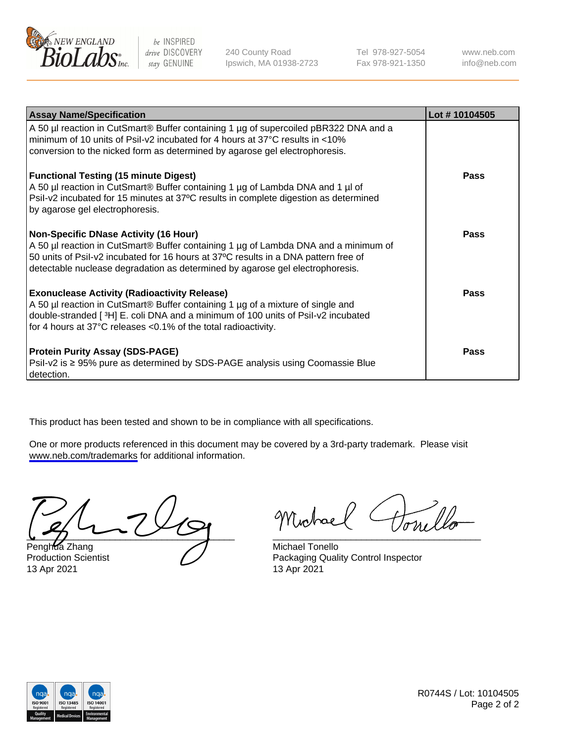| Assay Name/Specification | Lot # 10104505 |
|---|---|
| A 50 µl reaction in CutSmart® Buffer containing 1 µg of supercoiled pBR322 DNA and a minimum of 10 units of PsiI-v2 incubated for 4 hours at 37°C results in <10% conversion to the nicked form as determined by agarose gel electrophoresis. | |
| **Functional Testing (15 minute Digest)**<br>A 50 µl reaction in CutSmart® Buffer containing 1 µg of Lambda DNA and 1 µl of PsiI-v2 incubated for 15 minutes at 37ºC results in complete digestion as determined by agarose gel electrophoresis. | **Pass** |
| **Non-Specific DNase Activity (16 Hour)**<br>A 50 µl reaction in CutSmart® Buffer containing 1 µg of Lambda DNA and a minimum of 50 units of PsiI-v2 incubated for 16 hours at 37ºC results in a DNA pattern free of detectable nuclease degradation as determined by agarose gel electrophoresis. | **Pass** |
| **Exonuclease Activity (Radioactivity Release)**<br>A 50 µl reaction in CutSmart® Buffer containing 1 µg of a mixture of single and double-stranded [ $^{3}$H] E. coli DNA and a minimum of 100 units of PsiI-v2 incubated for 4 hours at 37°C releases <0.1% of the total radioactivity. | **Pass** |
| **Protein Purity Assay (SDS-PAGE)**<br>PsiI-v2 is ≥ 95% pure as determined by SDS-PAGE analysis using Coomassie Blue detection. | **Pass** |

This product has been tested and shown to be in compliance with all specifications.

One or more products referenced in this document may be covered by a 3rd-party trademark. Please visit www.neb.com/trademarks for additional information.

Penghua Zhang
Production Scientist
13 Apr 2021

Michael Tonello
Packaging Quality Control Inspector
13 Apr 2021

R0744S / Lot: 10104505